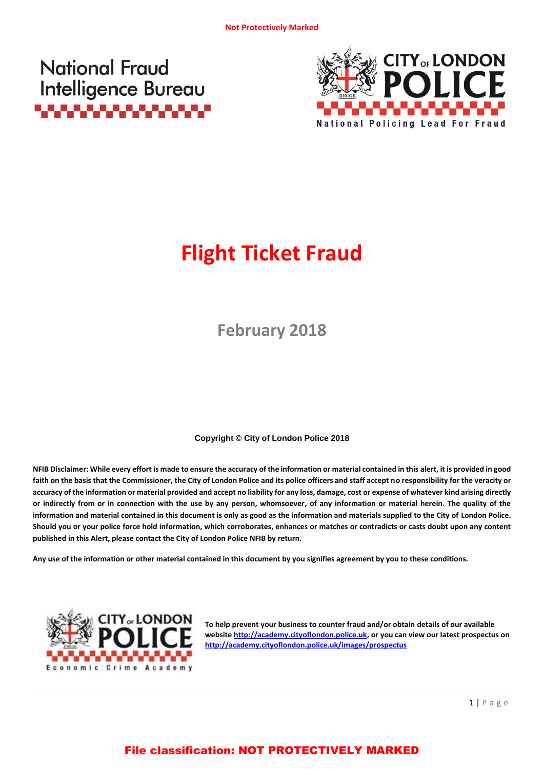Not Protectively Marked

National Fraud Intelligence Bureau

CITY OF LONDON POLICE

National Policing Lead For Fraud

# Flight Ticket Fraud

## February 2018

**Copyright © City of London Police 2018**

**NFIB Disclaimer: While every effort is made to ensure the accuracy of the information or material contained in this alert, it is provided in good faith on the basis that the Commissioner, the City of London Police and its police officers and staff accept no responsibility for the veracity or accuracy of the information or material provided and accept no liability for any loss, damage, cost or expense of whatever kind arising directly or indirectly from or in connection with the use by any person, whomsoever, of any information or material herein. The quality of the information and material contained in this document is only as good as the information and materials supplied to the City of London Police. Should you or your police force hold information, which corroborates, enhances or matches or contradicts or casts doubt upon any content published in this Alert, please contact the City of London Police NFIB by return.**

**Any use of the information or other material contained in this document by you signifies agreement by you to these conditions.**

CITY OF LONDON POLICE

Economic Crime Academy

**To help prevent your business to counter fraud and/or obtain details of our available website [http://academy.cityoflondon.police.uk](http://academy.cityoflondon.police.uk), or you can view our latest prospectus on [http://academy.cityoflondon.police.uk/images/prospectus](http://academy.cityoflondon.police.uk/images/prospectus)**

File classification: NOT PROTECTIVELY MARKED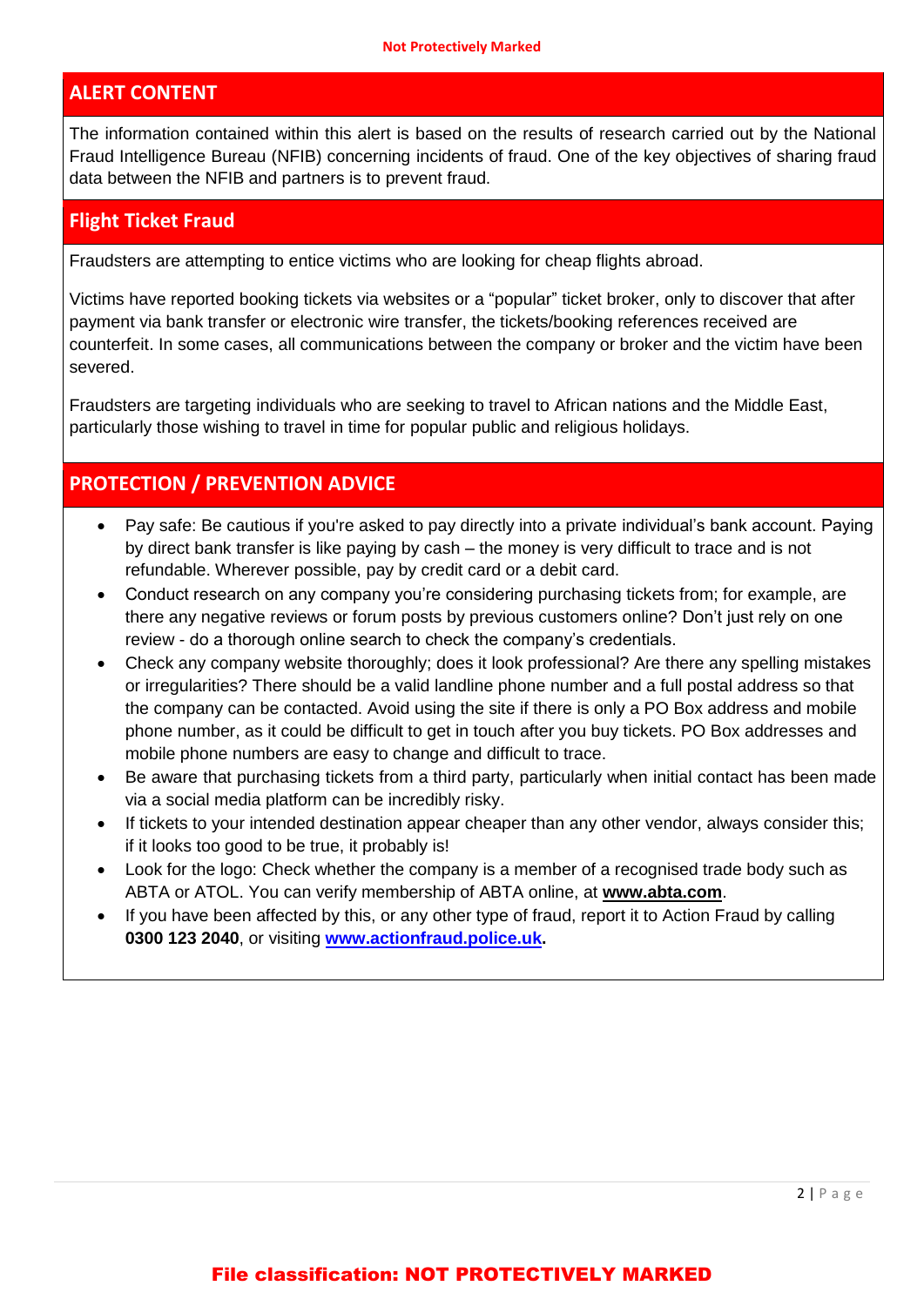## ALERT CONTENT

The information contained within this alert is based on the results of research carried out by the National Fraud Intelligence Bureau (NFIB) concerning incidents of fraud. One of the key objectives of sharing fraud data between the NFIB and partners is to prevent fraud.

## Flight Ticket Fraud

Fraudsters are attempting to entice victims who are looking for cheap flights abroad.

Victims have reported booking tickets via websites or a "popular" ticket broker, only to discover that after payment via bank transfer or electronic wire transfer, the tickets/booking references received are counterfeit. In some cases, all communications between the company or broker and the victim have been severed.

Fraudsters are targeting individuals who are seeking to travel to African nations and the Middle East, particularly those wishing to travel in time for popular public and religious holidays.

## PROTECTION / PREVENTION ADVICE

- Pay safe: Be cautious if you're asked to pay directly into a private individual's bank account. Paying by direct bank transfer is like paying by cash – the money is very difficult to trace and is not refundable. Wherever possible, pay by credit card or a debit card.
- Conduct research on any company you're considering purchasing tickets from; for example, are there any negative reviews or forum posts by previous customers online? Don't just rely on one review - do a thorough online search to check the company's credentials.
- Check any company website thoroughly; does it look professional? Are there any spelling mistakes or irregularities? There should be a valid landline phone number and a full postal address so that the company can be contacted. Avoid using the site if there is only a PO Box address and mobile phone number, as it could be difficult to get in touch after you buy tickets. PO Box addresses and mobile phone numbers are easy to change and difficult to trace.
- Be aware that purchasing tickets from a third party, particularly when initial contact has been made via a social media platform can be incredibly risky.
- If tickets to your intended destination appear cheaper than any other vendor, always consider this; if it looks too good to be true, it probably is!
- Look for the logo: Check whether the company is a member of a recognised trade body such as ABTA or ATOL. You can verify membership of ABTA online, at **www.abta.com**.
- If you have been affected by this, or any other type of fraud, report it to Action Fraud by calling **0300 123 2040**, or visiting **www.actionfraud.police.uk.**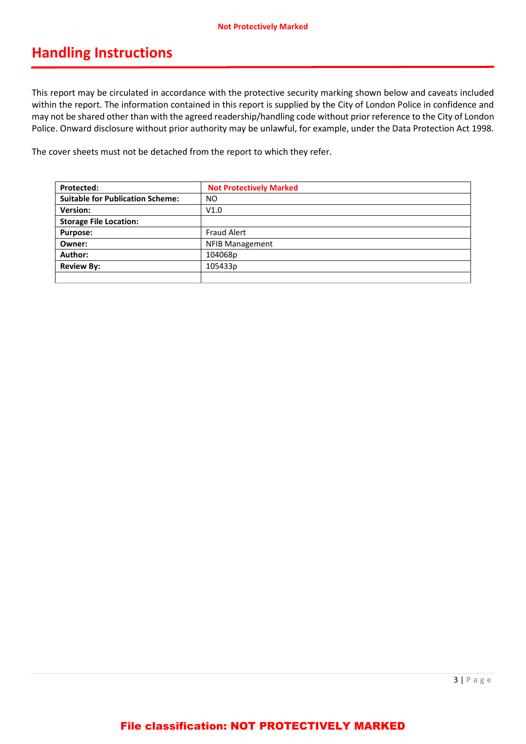# Handling Instructions

This report may be circulated in accordance with the protective security marking shown below and caveats included within the report. The information contained in this report is supplied by the City of London Police in confidence and may not be shared other than with the agreed readership/handling code without prior reference to the City of London Police. Onward disclosure without prior authority may be unlawful, for example, under the Data Protection Act 1998.

The cover sheets must not be detached from the report to which they refer.

| | |
|---|---|
| **Protected:** | **Not Protectively Marked** |
| **Suitable for Publication Scheme:** | NO |
| **Version:** | V1.0 |
| **Storage File Location:** | |
| **Purpose:** | Fraud Alert |
| **Owner:** | NFIB Management |
| **Author:** | 104068p |
| **Review By:** | 105433p |
| | |